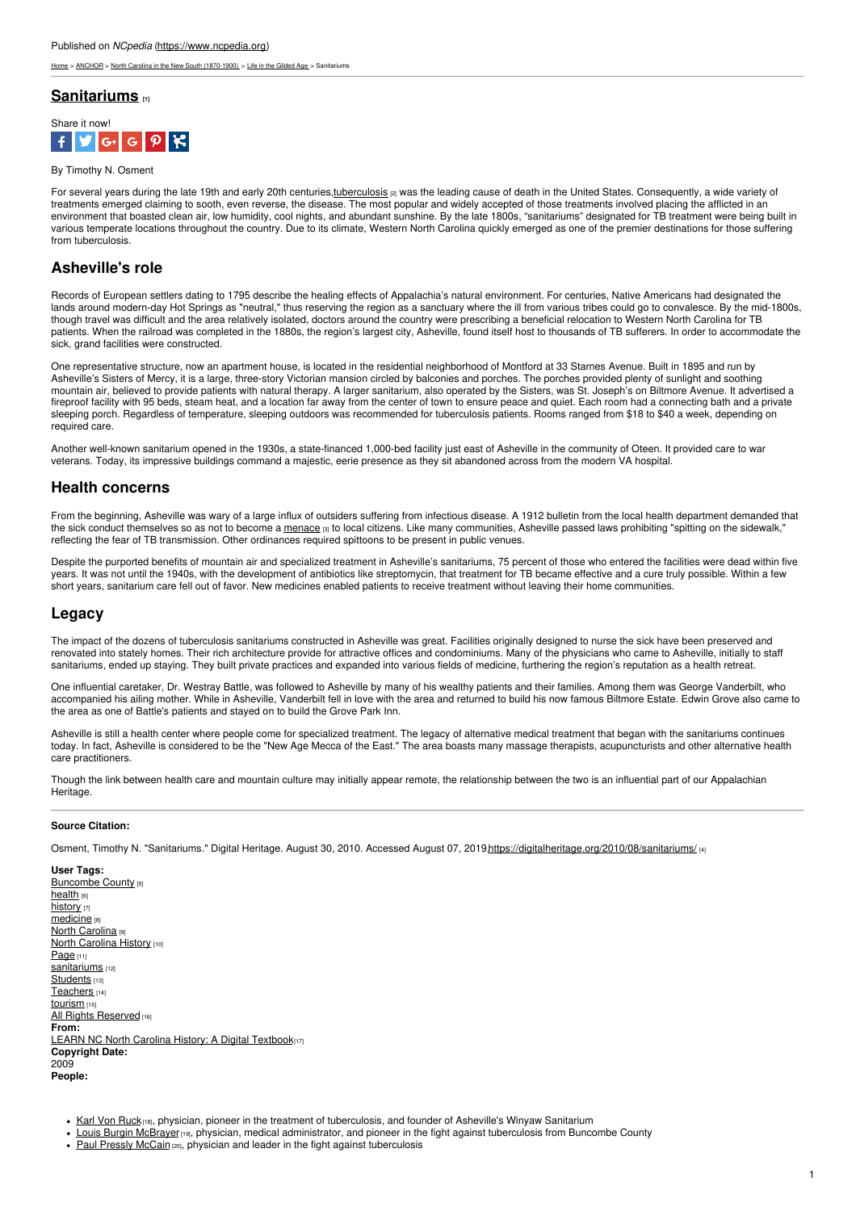Published on *NCpedia* (https://www.ncpedia.org)

Home > ANCHOR > North Carolina in the New South (1870-1900) > Life in the Gilded Age > Sanitariums

# Sanitariums [1]

Share it now!

By Timothy N. Osment

For several years during the late 19th and early 20th centuries, tuberculosis [2] was the leading cause of death in the United States. Consequently, a wide variety of treatments emerged claiming to sooth, even reverse, the disease. The most popular and widely accepted of those treatments involved placing the afflicted in an environment that boasted clean air, low humidity, cool nights, and abundant sunshine. By the late 1800s, "sanitariums" designated for TB treatment were being built in various temperate locations throughout the country. Due to its climate, Western North Carolina quickly emerged as one of the premier destinations for those suffering from tuberculosis.

## Asheville's role

Records of European settlers dating to 1795 describe the healing effects of Appalachia's natural environment. For centuries, Native Americans had designated the lands around modern-day Hot Springs as "neutral," thus reserving the region as a sanctuary where the ill from various tribes could go to convalesce. By the mid-1800s, though travel was difficult and the area relatively isolated, doctors around the country were prescribing a beneficial relocation to Western North Carolina for TB patients. When the railroad was completed in the 1880s, the region's largest city, Asheville, found itself host to thousands of TB sufferers. In order to accommodate the sick, grand facilities were constructed.

One representative structure, now an apartment house, is located in the residential neighborhood of Montford at 33 Starnes Avenue. Built in 1895 and run by Asheville's Sisters of Mercy, it is a large, three-story Victorian mansion circled by balconies and porches. The porches provided plenty of sunlight and soothing mountain air, believed to provide patients with natural therapy. A larger sanitarium, also operated by the Sisters, was St. Joseph's on Biltmore Avenue. It advertised a fireproof facility with 95 beds, steam heat, and a location far away from the center of town to ensure peace and quiet. Each room had a connecting bath and a private sleeping porch. Regardless of temperature, sleeping outdoors was recommended for tuberculosis patients. Rooms ranged from $18 to $40 a week, depending on required care.

Another well-known sanitarium opened in the 1930s, a state-financed 1,000-bed facility just east of Asheville in the community of Oteen. It provided care to war veterans. Today, its impressive buildings command a majestic, eerie presence as they sit abandoned across from the modern VA hospital.

## Health concerns

From the beginning, Asheville was wary of a large influx of outsiders suffering from infectious disease. A 1912 bulletin from the local health department demanded that the sick conduct themselves so as not to become a menace [3] to local citizens. Like many communities, Asheville passed laws prohibiting "spitting on the sidewalk," reflecting the fear of TB transmission. Other ordinances required spittoons to be present in public venues.

Despite the purported benefits of mountain air and specialized treatment in Asheville's sanitariums, 75 percent of those who entered the facilities were dead within five years. It was not until the 1940s, with the development of antibiotics like streptomycin, that treatment for TB became effective and a cure truly possible. Within a few short years, sanitarium care fell out of favor. New medicines enabled patients to receive treatment without leaving their home communities.

## Legacy

The impact of the dozens of tuberculosis sanitariums constructed in Asheville was great. Facilities originally designed to nurse the sick have been preserved and renovated into stately homes. Their rich architecture provide for attractive offices and condominiums. Many of the physicians who came to Asheville, initially to staff sanitariums, ended up staying. They built private practices and expanded into various fields of medicine, furthering the region's reputation as a health retreat.

One influential caretaker, Dr. Westray Battle, was followed to Asheville by many of his wealthy patients and their families. Among them was George Vanderbilt, who accompanied his ailing mother. While in Asheville, Vanderbilt fell in love with the area and returned to build his now famous Biltmore Estate. Edwin Grove also came to the area as one of Battle's patients and stayed on to build the Grove Park Inn.

Asheville is still a health center where people come for specialized treatment. The legacy of alternative medical treatment that began with the sanitariums continues today. In fact, Asheville is considered to be the "New Age Mecca of the East." The area boasts many massage therapists, acupuncturists and other alternative health care practitioners.

Though the link between health care and mountain culture may initially appear remote, the relationship between the two is an influential part of our Appalachian Heritage.

**Source Citation:**

Osment, Timothy N. "Sanitariums." Digital Heritage. August 30, 2010. Accessed August 07, 2019.https://digitalheritage.org/2010/08/sanitariums/ [4]

**User Tags:**
Buncombe County [5]
health [6]
history [7]
medicine [8]
North Carolina [9]
North Carolina History [10]
Page [11]
sanitariums [12]
Students [13]
Teachers [14]
tourism [15]
All Rights Reserved [16]
**From:**
LEARN NC North Carolina History: A Digital Textbook[17]
**Copyright Date:**
2009
**People:**

- Karl Von Ruck [18], physician, pioneer in the treatment of tuberculosis, and founder of Asheville's Winyaw Sanitarium
- Louis Burgin McBrayer [19], physician, medical administrator, and pioneer in the fight against tuberculosis from Buncombe County
- Paul Pressly McCain [20], physician and leader in the fight against tuberculosis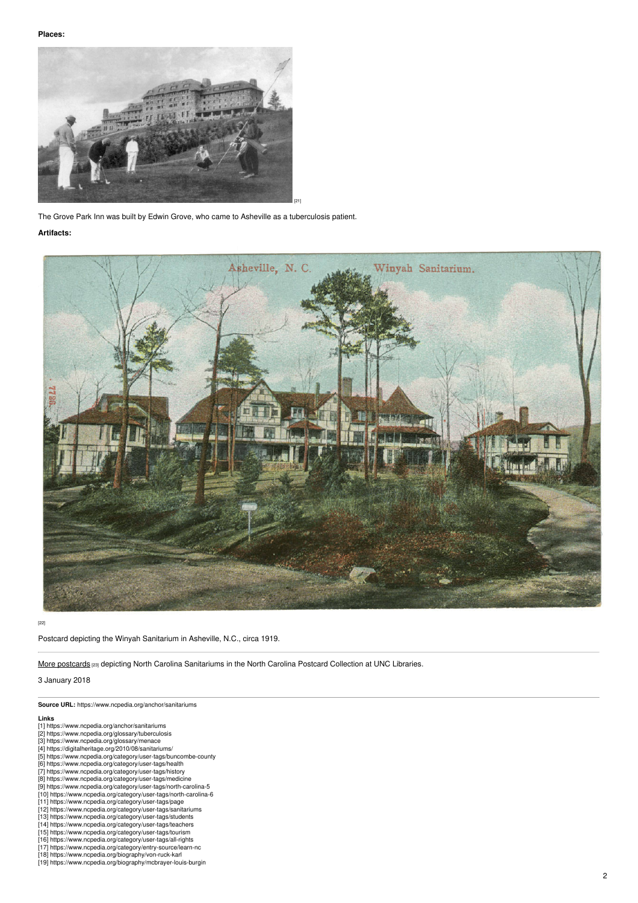**Places:**

[21]

The Grove Park Inn was built by Edwin Grove, who came to Asheville as a tuberculosis patient.

**Artifacts:**

[22]

Postcard depicting the Winyah Sanitarium in Asheville, N.C., circa 1919.

More postcards [23] depicting North Carolina Sanitariums in the North Carolina Postcard Collection at UNC Libraries.

3 January 2018

**Source URL:** https://www.ncpedia.org/anchor/sanitariums

**Links**

[1] https://www.ncpedia.org/anchor/sanitariums
[2] https://www.ncpedia.org/glossary/tuberculosis
[3] https://www.ncpedia.org/glossary/menace
[4] https://digitalheritage.org/2010/08/sanitariums/
[5] https://www.ncpedia.org/category/user-tags/buncombe-county
[6] https://www.ncpedia.org/category/user-tags/health
[7] https://www.ncpedia.org/category/user-tags/history
[8] https://www.ncpedia.org/category/user-tags/medicine
[9] https://www.ncpedia.org/category/user-tags/north-carolina-5
[10] https://www.ncpedia.org/category/user-tags/north-carolina-6
[11] https://www.ncpedia.org/category/user-tags/page
[12] https://www.ncpedia.org/category/user-tags/sanitariums
[13] https://www.ncpedia.org/category/user-tags/students
[14] https://www.ncpedia.org/category/user-tags/teachers
[15] https://www.ncpedia.org/category/user-tags/tourism
[16] https://www.ncpedia.org/category/user-tags/all-rights
[17] https://www.ncpedia.org/category/entry-source/learn-nc
[18] https://www.ncpedia.org/biography/von-ruck-karl
[19] https://www.ncpedia.org/biography/mcbrayer-louis-burgin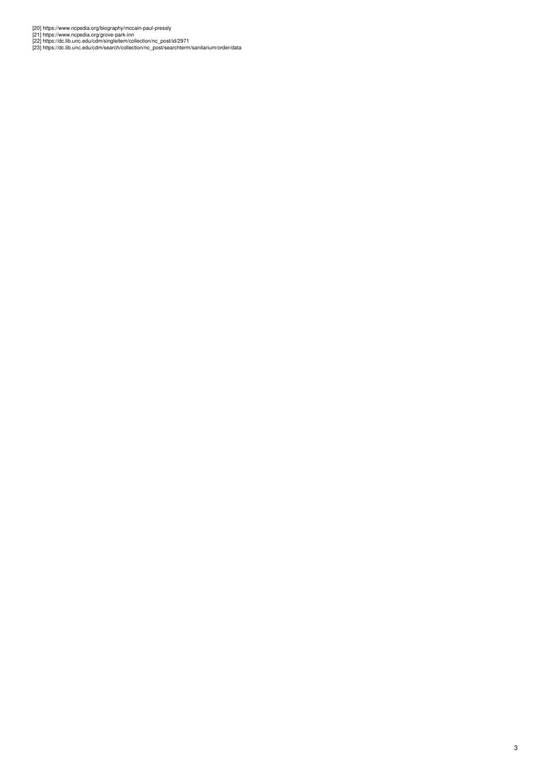[20] https://www.ncpedia.org/biography/mccain-paul-pressly
[21] https://www.ncpedia.org/grove-park-inn
[22] https://dc.lib.unc.edu/cdm/singleitem/collection/nc_post/id/2971
[23] https://dc.lib.unc.edu/cdm/search/collection/nc_post/searchterm/sanitarium/order/data